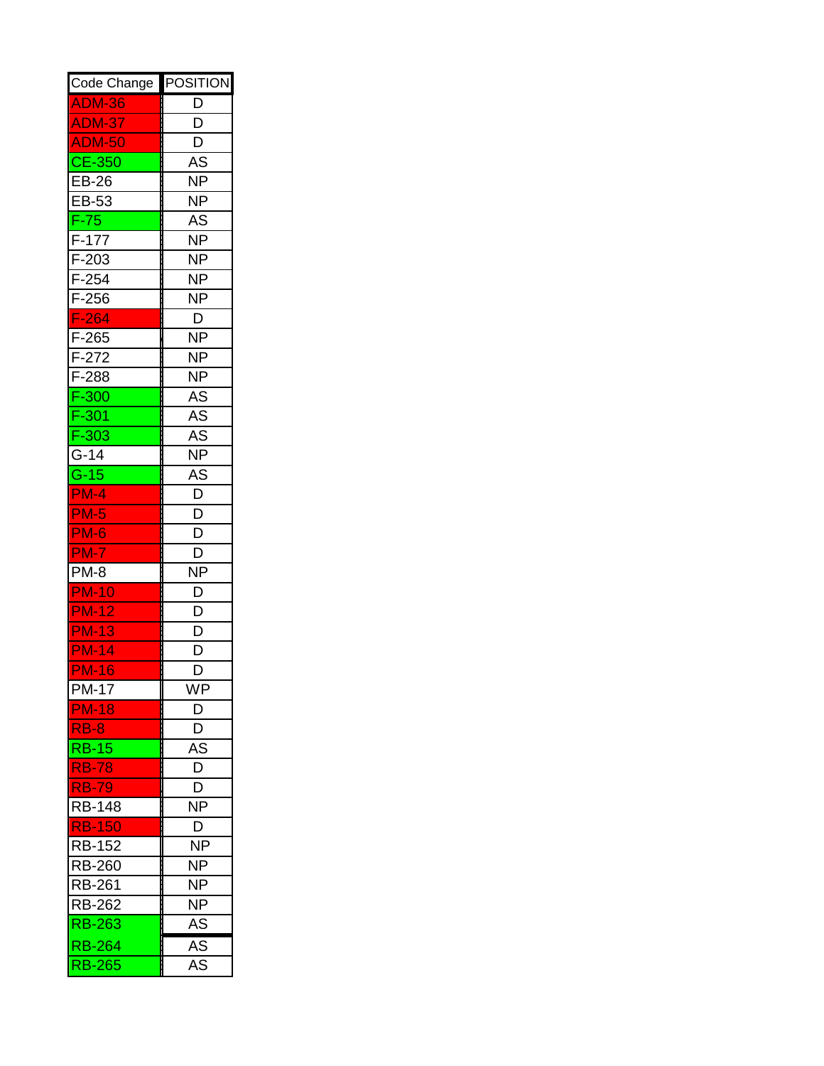| Code Change | POSITION |
| --- | --- |
| ADM-36 | D |
| ADM-37 | D |
| ADM-50 | D |
| CE-350 | AS |
| EB-26 | NP |
| EB-53 | NP |
| F-75 | AS |
| F-177 | NP |
| F-203 | NP |
| F-254 | NP |
| F-256 | NP |
| F-264 | D |
| F-265 | NP |
| F-272 | NP |
| F-288 | NP |
| F-300 | AS |
| F-301 | AS |
| F-303 | AS |
| G-14 | NP |
| G-15 | AS |
| PM-4 | D |
| PM-5 | D |
| PM-6 | D |
| PM-7 | D |
| PM-8 | NP |
| PM-10 | D |
| PM-12 | D |
| PM-13 | D |
| PM-14 | D |
| PM-16 | D |
| PM-17 | WP |
| PM-18 | D |
| RB-8 | D |
| RB-15 | AS |
| RB-78 | D |
| RB-79 | D |
| RB-148 | NP |
| RB-150 | D |
| RB-152 | NP |
| RB-260 | NP |
| RB-261 | NP |
| RB-262 | NP |
| RB-263 | AS |
| RB-264 | AS |
| RB-265 | AS |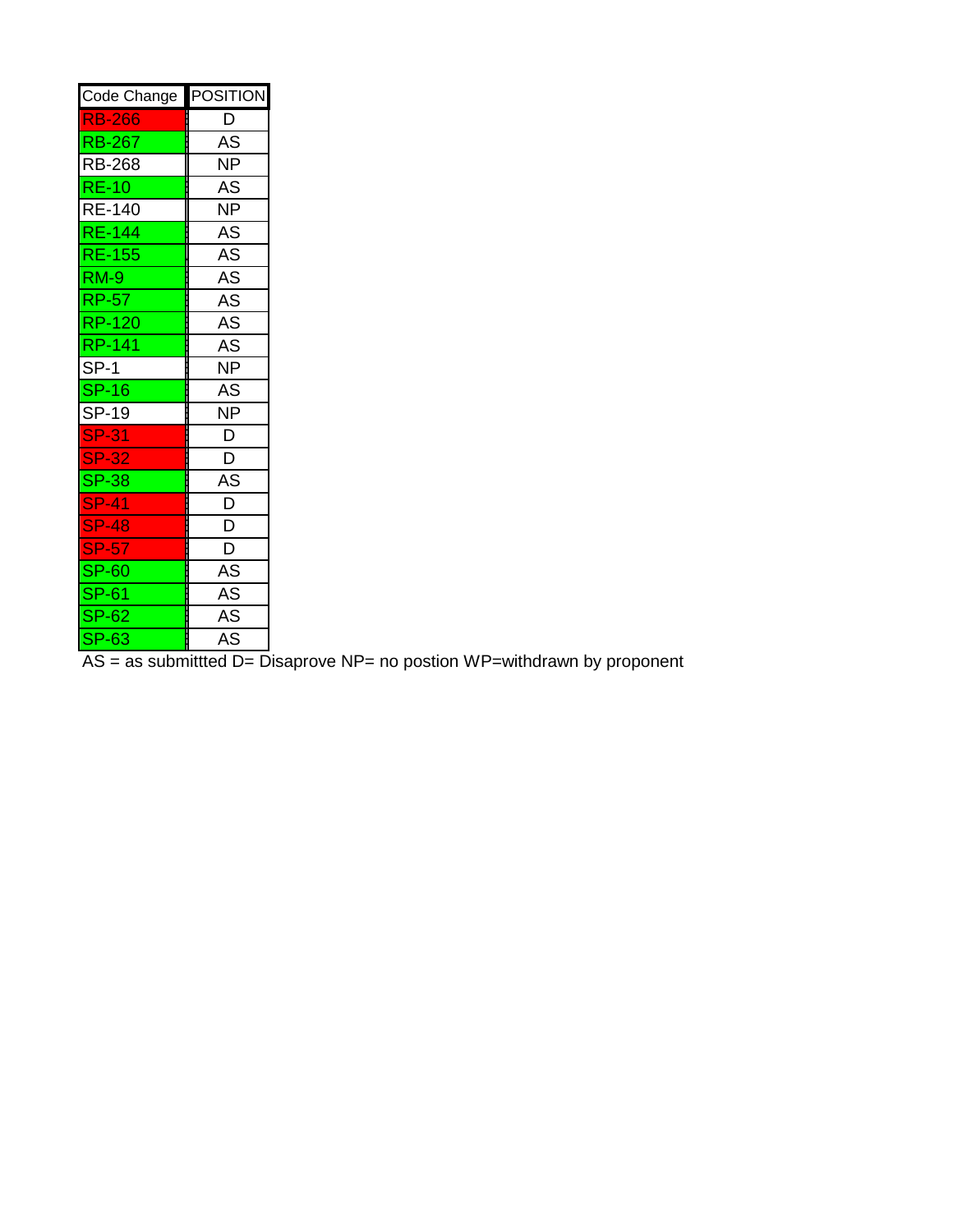| Code Change | POSITION |
|---|---|
| RB-266 | D |
| RB-267 | AS |
| RB-268 | NP |
| RE-10 | AS |
| RE-140 | NP |
| RE-144 | AS |
| RE-155 | AS |
| RM-9 | AS |
| RP-57 | AS |
| RP-120 | AS |
| RP-141 | AS |
| SP-1 | NP |
| SP-16 | AS |
| SP-19 | NP |
| SP-31 | D |
| SP-32 | D |
| SP-38 | AS |
| SP-41 | D |
| SP-48 | D |
| SP-57 | D |
| SP-60 | AS |
| SP-61 | AS |
| SP-62 | AS |
| SP-63 | AS |

AS = as submittted D= Disaprove NP= no postion WP=withdrawn by proponent